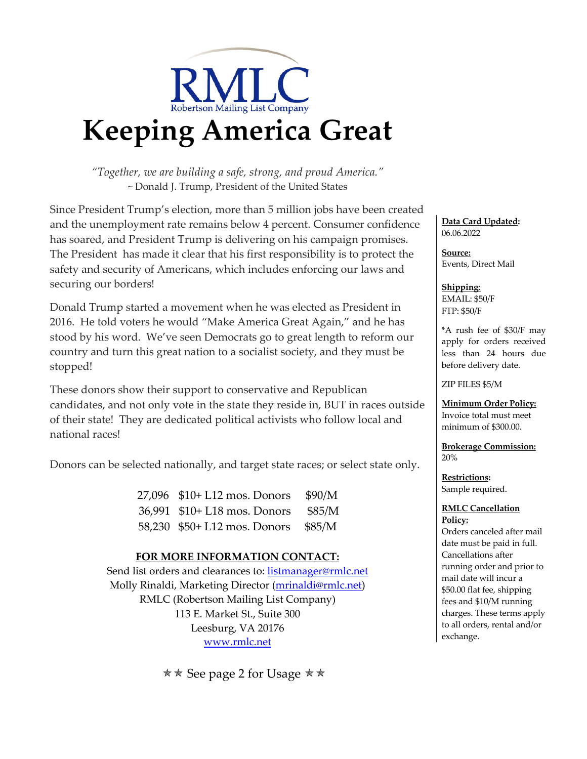RMLC

Robertson Mailing List Company

# Keeping America Great

*"Together, we are building a safe, strong, and proud America."*
~ Donald J. Trump, President of the United States

Since President Trump's election, more than 5 million jobs have been created and the unemployment rate remains below 4 percent. Consumer confidence has soared, and President Trump is delivering on his campaign promises. The President has made it clear that his first responsibility is to protect the safety and security of Americans, which includes enforcing our laws and securing our borders!

Donald Trump started a movement when he was elected as President in 2016. He told voters he would "Make America Great Again," and he has stood by his word. We've seen Democrats go to great length to reform our country and turn this great nation to a socialist society, and they must be stopped!

These donors show their support to conservative and Republican candidates, and not only vote in the state they reside in, BUT in races outside of their state! They are dedicated political activists who follow local and national races!

Donors can be selected nationally, and target state races; or select state only.

| | | |
|---|---|---|
| 27,096 | $10+ L12 mos. Donors | $90/M |
| 36,991 | $10+ L18 mos. Donors | $85/M |
| 58,230 | $50+ L12 mos. Donors | $85/M |

**FOR MORE INFORMATION CONTACT:**

Send list orders and clearances to: listmanager@rmlc.net
Molly Rinaldi, Marketing Director (mrinaldi@rmlc.net)
RMLC (Robertson Mailing List Company)
113 E. Market St., Suite 300
Leesburg, VA 20176
www.rmlc.net

✯✯ See page 2 for Usage ✯✯

**Data Card Updated:**
06.06.2022

**Source:**
Events, Direct Mail

**Shipping:**
EMAIL: $50/F
FTP: $50/F

*A rush fee of $30/F may apply for orders received less than 24 hours due before delivery date.

ZIP FILES $5/M

**Minimum Order Policy:**
Invoice total must meet minimum of $300.00.

**Brokerage Commission:**
20%

**Restrictions:**
Sample required.

**RMLC Cancellation Policy:**
Orders canceled after mail date must be paid in full. Cancellations after running order and prior to mail date will incur a $50.00 flat fee, shipping fees and $10/M running charges. These terms apply to all orders, rental and/or exchange.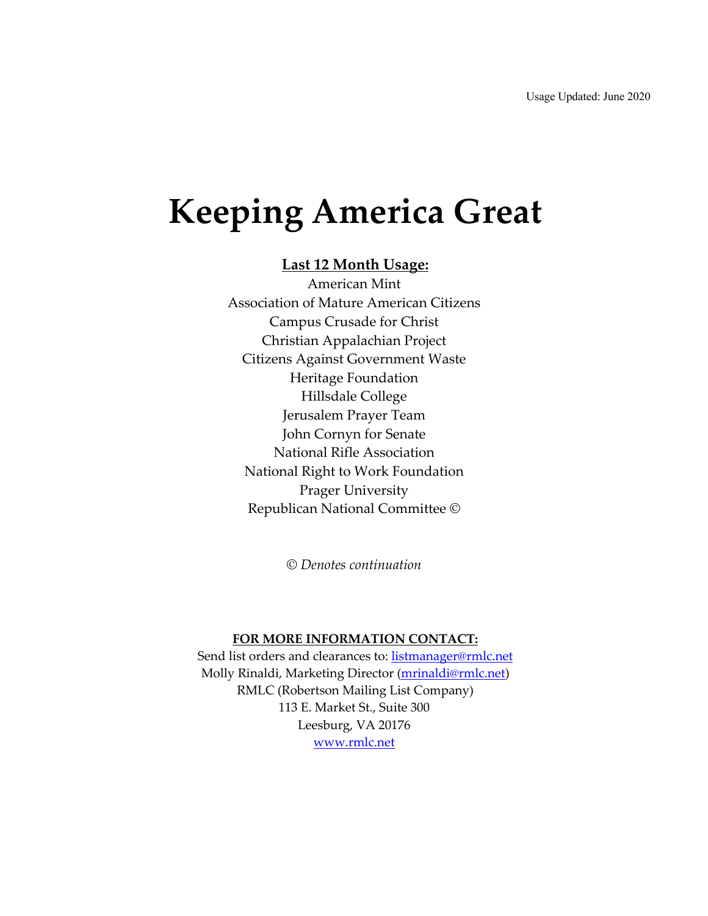Usage Updated: June 2020

# Keeping America Great

**Last 12 Month Usage:**

American Mint
Association of Mature American Citizens
Campus Crusade for Christ
Christian Appalachian Project
Citizens Against Government Waste
Heritage Foundation
Hillsdale College
Jerusalem Prayer Team
John Cornyn for Senate
National Rifle Association
National Right to Work Foundation
Prager University
Republican National Committee ©

*© Denotes continuation*

**FOR MORE INFORMATION CONTACT:**

Send list orders and clearances to: listmanager@rmlc.net
Molly Rinaldi, Marketing Director (mrinaldi@rmlc.net)
RMLC (Robertson Mailing List Company)
113 E. Market St., Suite 300
Leesburg, VA 20176
www.rmlc.net